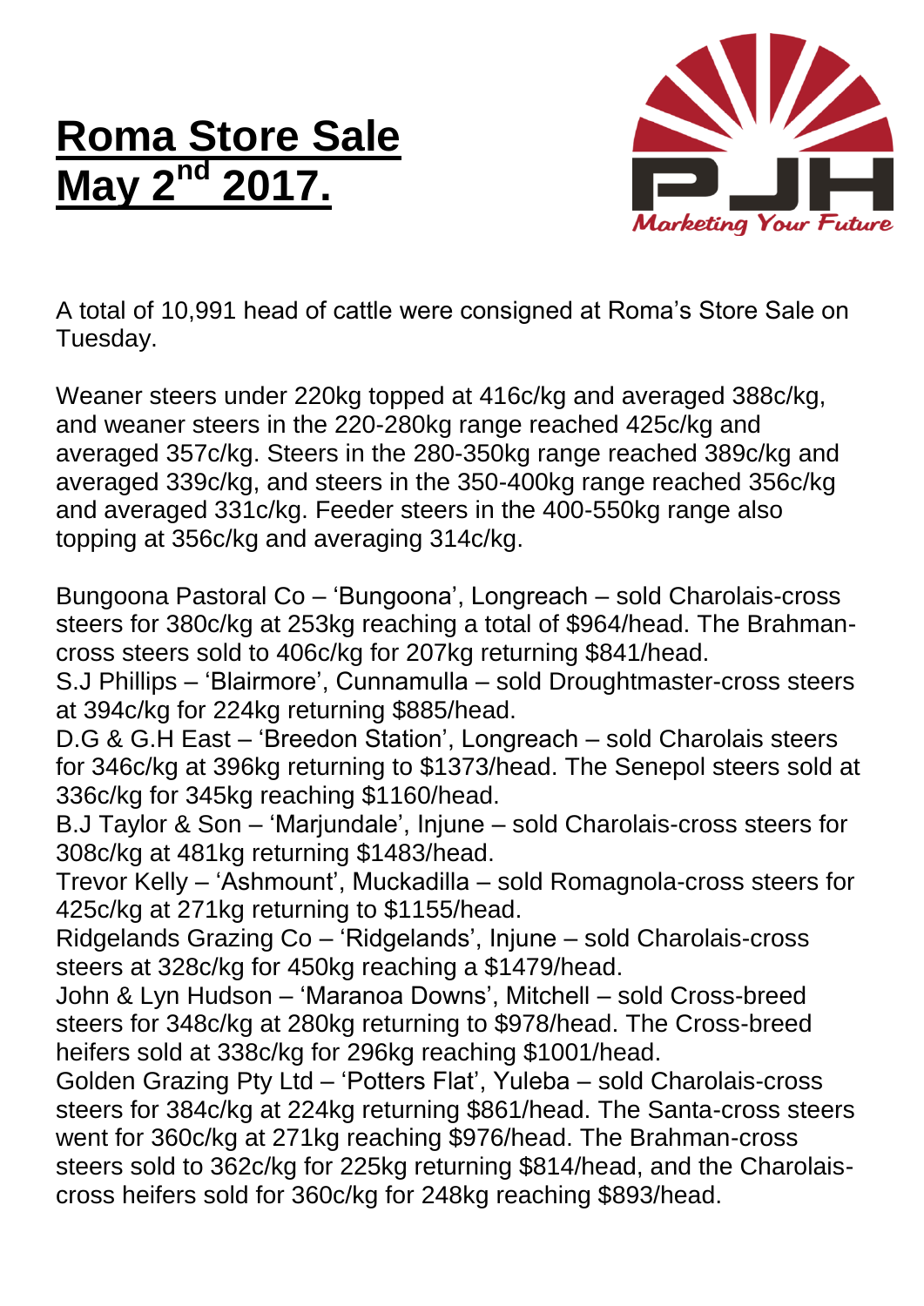# Roma Store Sale May 2nd 2017.

PJH

*Marketing Your Future*

A total of 10,991 head of cattle were consigned at Roma's Store Sale on Tuesday.

Weaner steers under 220kg topped at 416c/kg and averaged 388c/kg, and weaner steers in the 220-280kg range reached 425c/kg and averaged 357c/kg. Steers in the 280-350kg range reached 389c/kg and averaged 339c/kg, and steers in the 350-400kg range reached 356c/kg and averaged 331c/kg. Feeder steers in the 400-550kg range also topping at 356c/kg and averaging 314c/kg.

Bungoona Pastoral Co – 'Bungoona', Longreach – sold Charolais-cross steers for 380c/kg at 253kg reaching a total of $964/head. The Brahman-cross steers sold to 406c/kg for 207kg returning $841/head.
S.J Phillips – 'Blairmore', Cunnamulla – sold Droughtmaster-cross steers at 394c/kg for 224kg returning $885/head.
D.G & G.H East – 'Breedon Station', Longreach – sold Charolais steers for 346c/kg at 396kg returning to $1373/head. The Senepol steers sold at 336c/kg for 345kg reaching $1160/head.
B.J Taylor & Son – 'Marjundale', Injune – sold Charolais-cross steers for 308c/kg at 481kg returning $1483/head.
Trevor Kelly – 'Ashmount', Muckadilla – sold Romagnola-cross steers for 425c/kg at 271kg returning to $1155/head.
Ridgelands Grazing Co – 'Ridgelands', Injune – sold Charolais-cross steers at 328c/kg for 450kg reaching a $1479/head.
John & Lyn Hudson – 'Maranoa Downs', Mitchell – sold Cross-breed steers for 348c/kg at 280kg returning to $978/head. The Cross-breed heifers sold at 338c/kg for 296kg reaching $1001/head.
Golden Grazing Pty Ltd – 'Potters Flat', Yuleba – sold Charolais-cross steers for 384c/kg at 224kg returning $861/head. The Santa-cross steers went for 360c/kg at 271kg reaching $976/head. The Brahman-cross steers sold to 362c/kg for 225kg returning $814/head, and the Charolais-cross heifers sold for 360c/kg for 248kg reaching $893/head.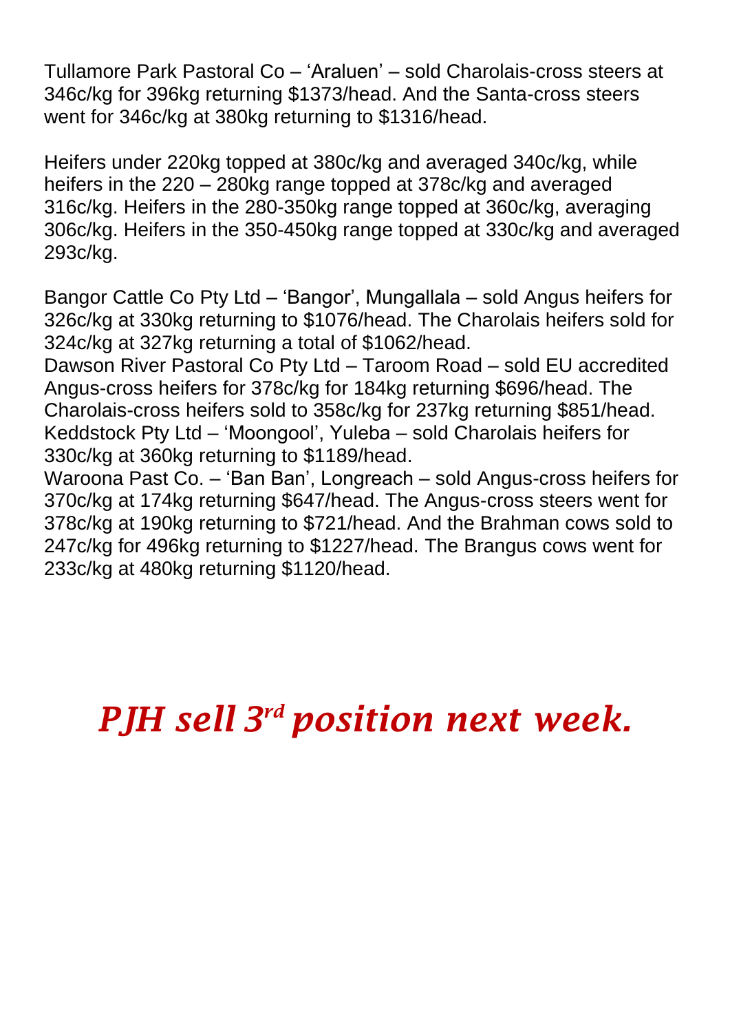Tullamore Park Pastoral Co – 'Araluen' – sold Charolais-cross steers at 346c/kg for 396kg returning $1373/head. And the Santa-cross steers went for 346c/kg at 380kg returning to $1316/head.

Heifers under 220kg topped at 380c/kg and averaged 340c/kg, while heifers in the 220 – 280kg range topped at 378c/kg and averaged 316c/kg. Heifers in the 280-350kg range topped at 360c/kg, averaging 306c/kg. Heifers in the 350-450kg range topped at 330c/kg and averaged 293c/kg.

Bangor Cattle Co Pty Ltd – 'Bangor', Mungallala – sold Angus heifers for 326c/kg at 330kg returning to $1076/head. The Charolais heifers sold for 324c/kg at 327kg returning a total of $1062/head.
Dawson River Pastoral Co Pty Ltd – Taroom Road – sold EU accredited Angus-cross heifers for 378c/kg for 184kg returning $696/head. The Charolais-cross heifers sold to 358c/kg for 237kg returning $851/head.
Keddstock Pty Ltd – 'Moongool', Yuleba – sold Charolais heifers for 330c/kg at 360kg returning to $1189/head.
Waroona Past Co. – 'Ban Ban', Longreach – sold Angus-cross heifers for 370c/kg at 174kg returning $647/head. The Angus-cross steers went for 378c/kg at 190kg returning to $721/head. And the Brahman cows sold to 247c/kg for 496kg returning to $1227/head. The Brangus cows went for 233c/kg at 480kg returning $1120/head.

***PJH sell 3rd position next week.***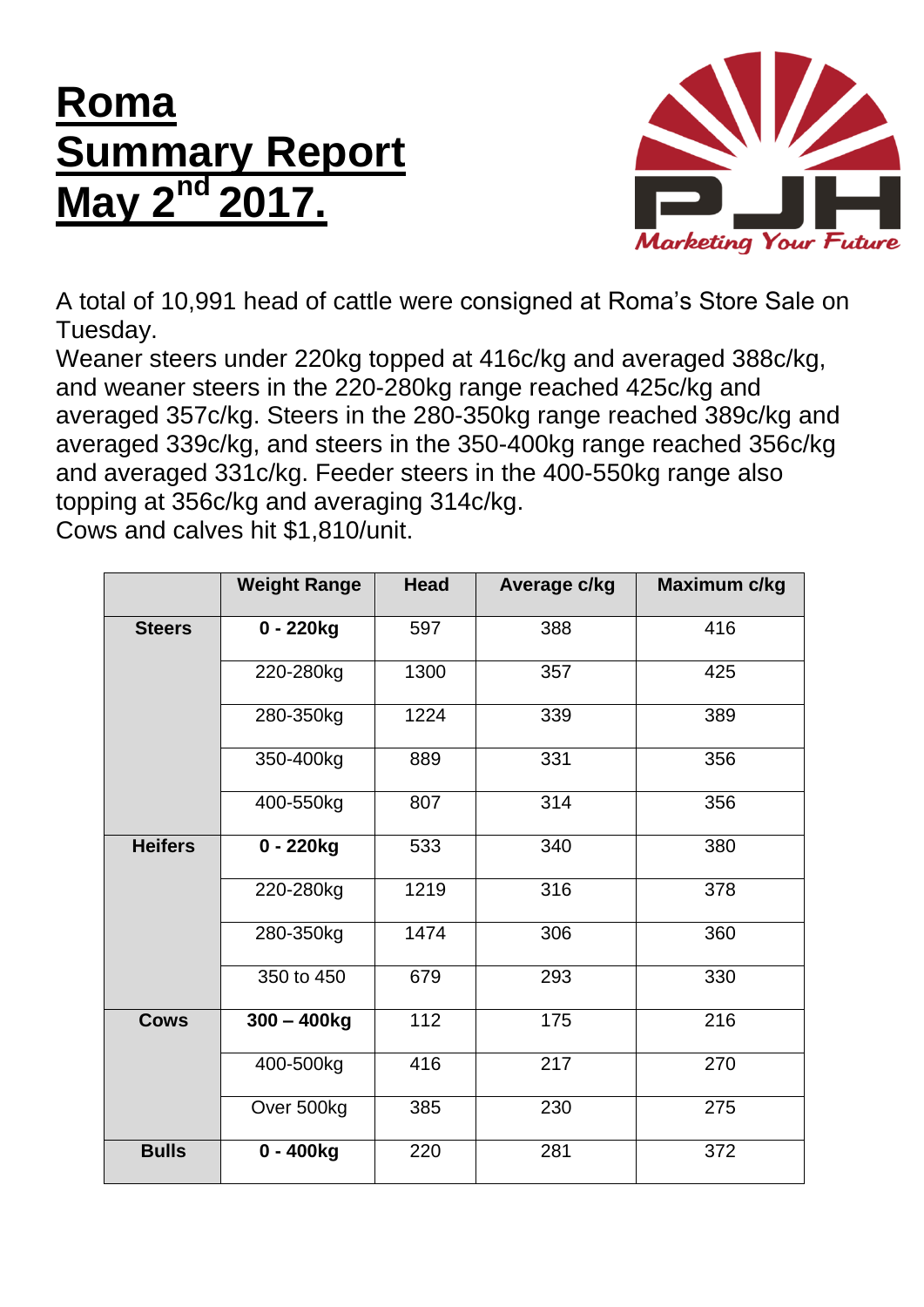# Roma Summary Report May 2nd 2017.

Marketing Your Future

A total of 10,991 head of cattle were consigned at Roma's Store Sale on Tuesday.

Weaner steers under 220kg topped at 416c/kg and averaged 388c/kg, and weaner steers in the 220-280kg range reached 425c/kg and averaged 357c/kg. Steers in the 280-350kg range reached 389c/kg and averaged 339c/kg, and steers in the 350-400kg range reached 356c/kg and averaged 331c/kg. Feeder steers in the 400-550kg range also topping at 356c/kg and averaging 314c/kg.

Cows and calves hit $1,810/unit.

| | Weight Range | Head | Average c/kg | Maximum c/kg |
|---|---|---|---|---|
| **Steers** | **0 - 220kg** | 597 | 388 | 416 |
| | 220-280kg | 1300 | 357 | 425 |
| | 280-350kg | 1224 | 339 | 389 |
| | 350-400kg | 889 | 331 | 356 |
| | 400-550kg | 807 | 314 | 356 |
| **Heifers** | **0 - 220kg** | 533 | 340 | 380 |
| | 220-280kg | 1219 | 316 | 378 |
| | 280-350kg | 1474 | 306 | 360 |
| | 350 to 450 | 679 | 293 | 330 |
| **Cows** | **300 – 400kg** | 112 | 175 | 216 |
| | 400-500kg | 416 | 217 | 270 |
| | Over 500kg | 385 | 230 | 275 |
| **Bulls** | **0 - 400kg** | 220 | 281 | 372 |